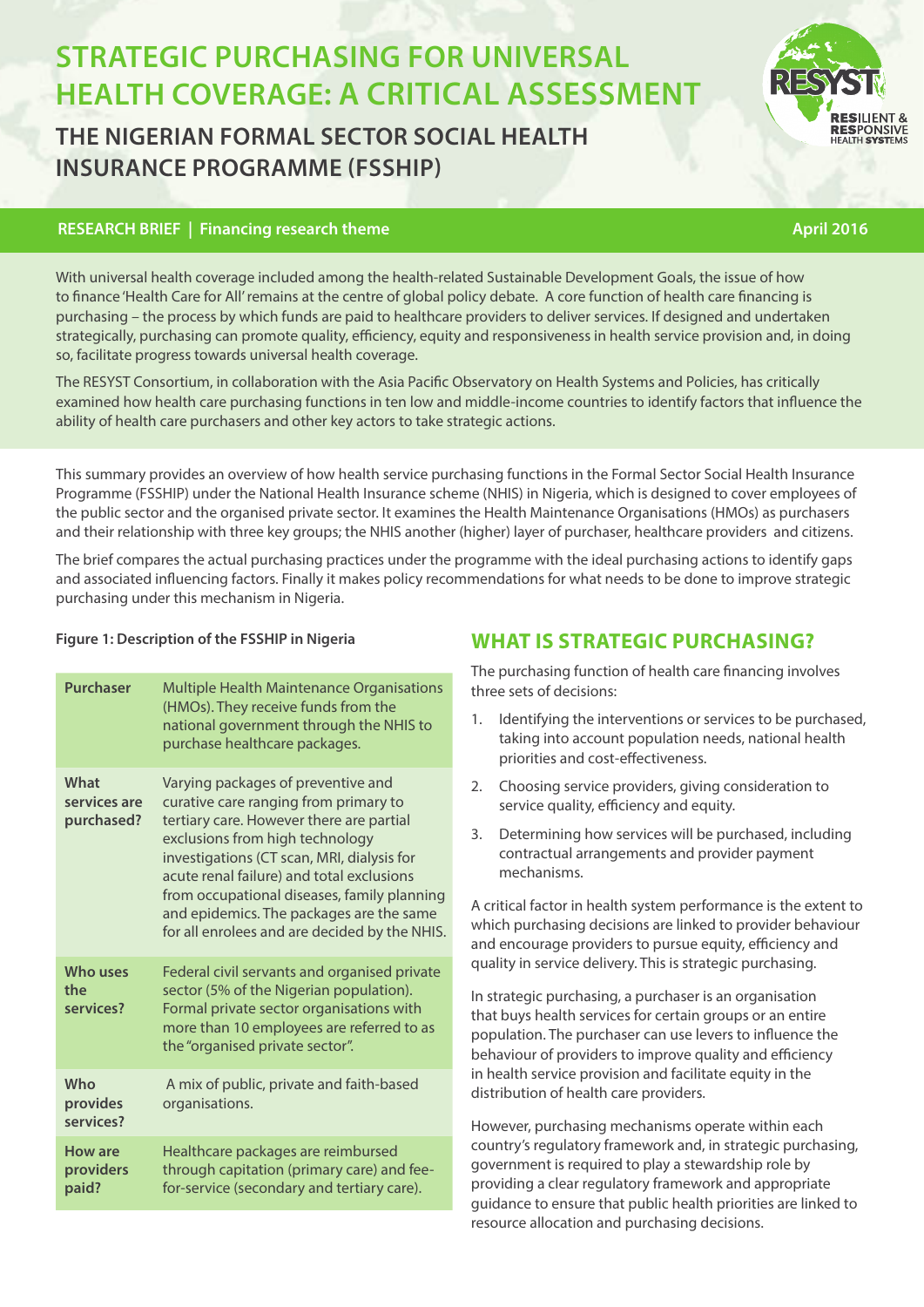# STRATEGIC PURCHASING FOR UNIVERSAL HEALTH COVERAGE: A CRITICAL ASSESSMENT

## THE NIGERIAN FORMAL SECTOR SOCIAL HEALTH INSURANCE PROGRAMME (FSSHIP)

**RESEARCH BRIEF | Financing research theme** **April 2016**

With universal health coverage included among the health-related Sustainable Development Goals, the issue of how to finance 'Health Care for All' remains at the centre of global policy debate. A core function of health care financing is purchasing – the process by which funds are paid to healthcare providers to deliver services. If designed and undertaken strategically, purchasing can promote quality, efficiency, equity and responsiveness in health service provision and, in doing so, facilitate progress towards universal health coverage.

The RESYST Consortium, in collaboration with the Asia Pacific Observatory on Health Systems and Policies, has critically examined how health care purchasing functions in ten low and middle-income countries to identify factors that influence the ability of health care purchasers and other key actors to take strategic actions.

This summary provides an overview of how health service purchasing functions in the Formal Sector Social Health Insurance Programme (FSSHIP) under the National Health Insurance scheme (NHIS) in Nigeria, which is designed to cover employees of the public sector and the organised private sector. It examines the Health Maintenance Organisations (HMOs) as purchasers and their relationship with three key groups; the NHIS another (higher) layer of purchaser, healthcare providers and citizens.

The brief compares the actual purchasing practices under the programme with the ideal purchasing actions to identify gaps and associated influencing factors. Finally it makes policy recommendations for what needs to be done to improve strategic purchasing under this mechanism in Nigeria.

**Figure 1: Description of the FSSHIP in Nigeria**

| | |
|---|---|
| **Purchaser** | Multiple Health Maintenance Organisations (HMOs). They receive funds from the national government through the NHIS to purchase healthcare packages. |
| **What services are purchased?** | Varying packages of preventive and curative care ranging from primary to tertiary care. However there are partial exclusions from high technology investigations (CT scan, MRI, dialysis for acute renal failure) and total exclusions from occupational diseases, family planning and epidemics. The packages are the same for all enrolees and are decided by the NHIS. |
| **Who uses the services?** | Federal civil servants and organised private sector (5% of the Nigerian population). Formal private sector organisations with more than 10 employees are referred to as the "organised private sector". |
| **Who provides services?** | A mix of public, private and faith-based organisations. |
| **How are providers paid?** | Healthcare packages are reimbursed through capitation (primary care) and fee-for-service (secondary and tertiary care). |

## WHAT IS STRATEGIC PURCHASING?

The purchasing function of health care financing involves three sets of decisions:

1. Identifying the interventions or services to be purchased, taking into account population needs, national health priorities and cost-effectiveness.
2. Choosing service providers, giving consideration to service quality, efficiency and equity.
3. Determining how services will be purchased, including contractual arrangements and provider payment mechanisms.

A critical factor in health system performance is the extent to which purchasing decisions are linked to provider behaviour and encourage providers to pursue equity, efficiency and quality in service delivery. This is strategic purchasing.

In strategic purchasing, a purchaser is an organisation that buys health services for certain groups or an entire population. The purchaser can use levers to influence the behaviour of providers to improve quality and efficiency in health service provision and facilitate equity in the distribution of health care providers.

However, purchasing mechanisms operate within each country's regulatory framework and, in strategic purchasing, government is required to play a stewardship role by providing a clear regulatory framework and appropriate guidance to ensure that public health priorities are linked to resource allocation and purchasing decisions.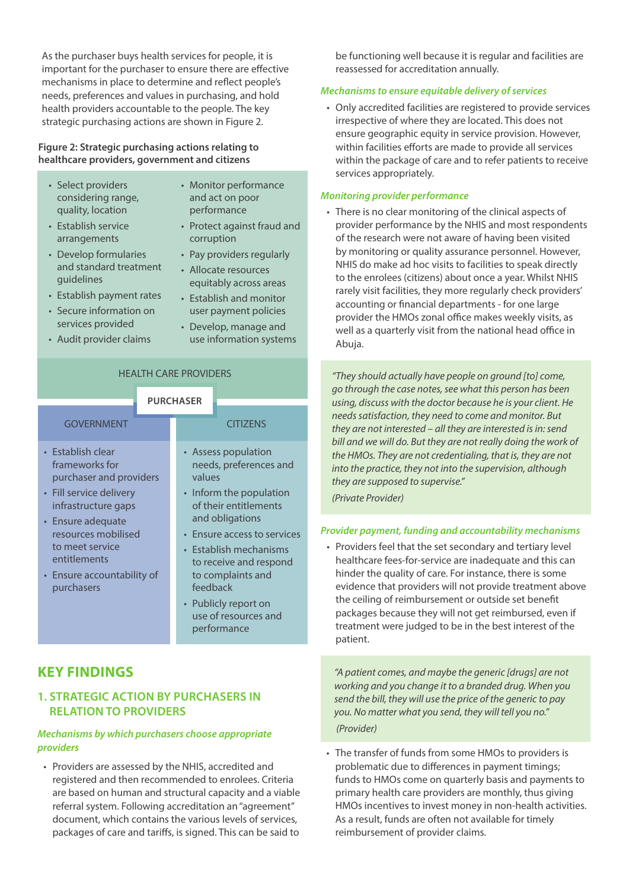As the purchaser buys health services for people, it is important for the purchaser to ensure there are effective mechanisms in place to determine and reflect people's needs, preferences and values in purchasing, and hold health providers accountable to the people. The key strategic purchasing actions are shown in Figure 2.

**Figure 2: Strategic purchasing actions relating to healthcare providers, government and citizens**

- Select providers considering range, quality, location
- Establish service arrangements
- Develop formularies and standard treatment guidelines
- Establish payment rates
- Secure information on services provided
- Audit provider claims
- Monitor performance and act on poor performance
- Protect against fraud and corruption
- Pay providers regularly
- Allocate resources equitably across areas
- Establish and monitor user payment policies
- Develop, manage and use information systems

HEALTH CARE PROVIDERS

PURCHASER

GOVERNMENT

- Establish clear frameworks for purchaser and providers
- Fill service delivery infrastructure gaps
- Ensure adequate resources mobilised to meet service entitlements
- Ensure accountability of purchasers

CITIZENS

- Assess population needs, preferences and values
- Inform the population of their entitlements and obligations
- Ensure access to services
- Establish mechanisms to receive and respond to complaints and feedback
- Publicly report on use of resources and performance

## KEY FINDINGS

### 1. STRATEGIC ACTION BY PURCHASERS IN RELATION TO PROVIDERS

*Mechanisms by which purchasers choose appropriate providers*

- Providers are assessed by the NHIS, accredited and registered and then recommended to enrolees. Criteria are based on human and structural capacity and a viable referral system. Following accreditation an "agreement" document, which contains the various levels of services, packages of care and tariffs, is signed. This can be said to be functioning well because it is regular and facilities are reassessed for accreditation annually.

*Mechanisms to ensure equitable delivery of services*

- Only accredited facilities are registered to provide services irrespective of where they are located. This does not ensure geographic equity in service provision. However, within facilities efforts are made to provide all services within the package of care and to refer patients to receive services appropriately.

*Monitoring provider performance*

- There is no clear monitoring of the clinical aspects of provider performance by the NHIS and most respondents of the research were not aware of having been visited by monitoring or quality assurance personnel. However, NHIS do make ad hoc visits to facilities to speak directly to the enrolees (citizens) about once a year. Whilst NHIS rarely visit facilities, they more regularly check providers' accounting or financial departments - for one large provider the HMOs zonal office makes weekly visits, as well as a quarterly visit from the national head office in Abuja.

> *"They should actually have people on ground [to] come, go through the case notes, see what this person has been using, discuss with the doctor because he is your client. He needs satisfaction, they need to come and monitor. But they are not interested – all they are interested is in: send bill and we will do. But they are not really doing the work of the HMOs. They are not credentialing, that is, they are not into the practice, they not into the supervision, although they are supposed to supervise."*
>
> *(Private Provider)*

*Provider payment, funding and accountability mechanisms*

- Providers feel that the set secondary and tertiary level healthcare fees-for-service are inadequate and this can hinder the quality of care. For instance, there is some evidence that providers will not provide treatment above the ceiling of reimbursement or outside set benefit packages because they will not get reimbursed, even if treatment were judged to be in the best interest of the patient.

> *"A patient comes, and maybe the generic [drugs] are not working and you change it to a branded drug. When you send the bill, they will use the price of the generic to pay you. No matter what you send, they will tell you no."*
>
> *(Provider)*

- The transfer of funds from some HMOs to providers is problematic due to differences in payment timings; funds to HMOs come on quarterly basis and payments to primary health care providers are monthly, thus giving HMOs incentives to invest money in non-health activities. As a result, funds are often not available for timely reimbursement of provider claims.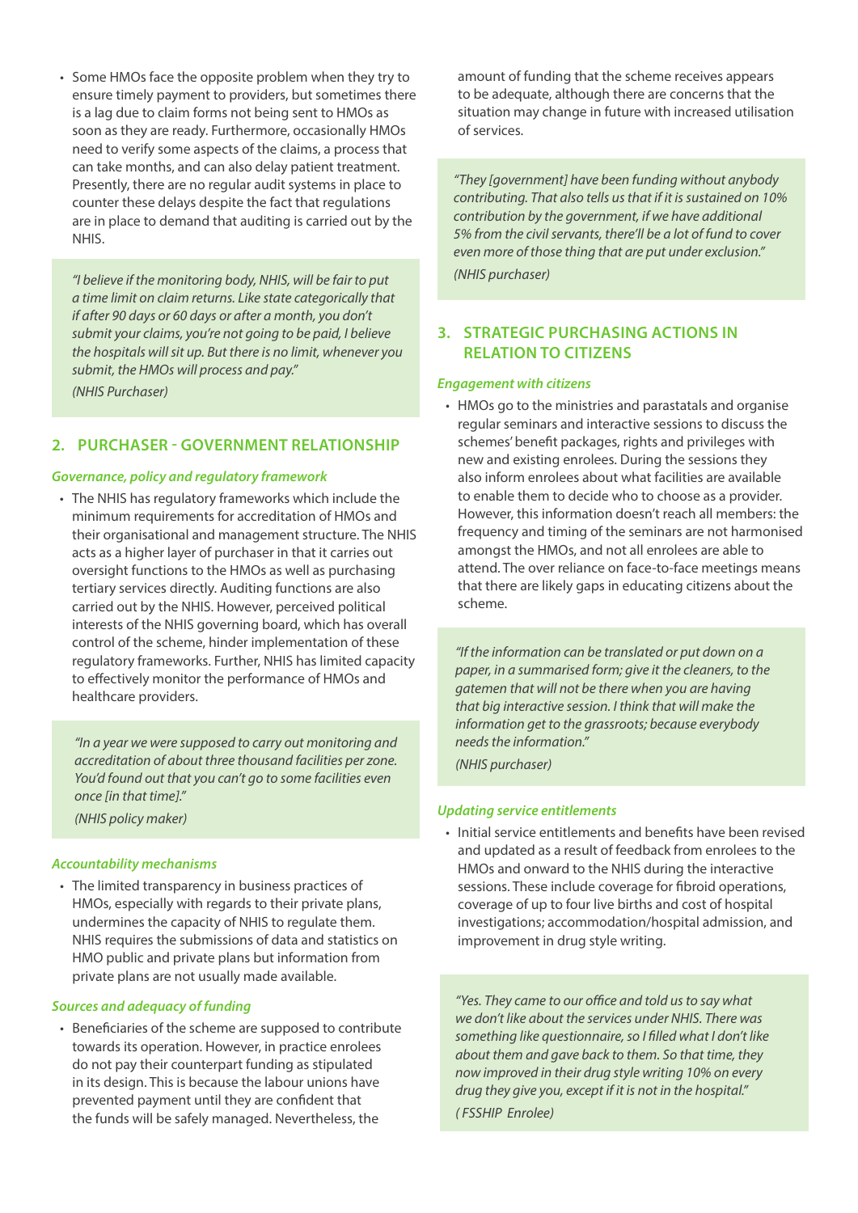- Some HMOs face the opposite problem when they try to ensure timely payment to providers, but sometimes there is a lag due to claim forms not being sent to HMOs as soon as they are ready. Furthermore, occasionally HMOs need to verify some aspects of the claims, a process that can take months, and can also delay patient treatment. Presently, there are no regular audit systems in place to counter these delays despite the fact that regulations are in place to demand that auditing is carried out by the NHIS.

> *"I believe if the monitoring body, NHIS, will be fair to put a time limit on claim returns. Like state categorically that if after 90 days or 60 days or after a month, you don't submit your claims, you're not going to be paid, I believe the hospitals will sit up. But there is no limit, whenever you submit, the HMOs will process and pay."*
>
> *(NHIS Purchaser)*

## 2. PURCHASER - GOVERNMENT RELATIONSHIP

### *Governance, policy and regulatory framework*

- The NHIS has regulatory frameworks which include the minimum requirements for accreditation of HMOs and their organisational and management structure. The NHIS acts as a higher layer of purchaser in that it carries out oversight functions to the HMOs as well as purchasing tertiary services directly. Auditing functions are also carried out by the NHIS. However, perceived political interests of the NHIS governing board, which has overall control of the scheme, hinder implementation of these regulatory frameworks. Further, NHIS has limited capacity to effectively monitor the performance of HMOs and healthcare providers.

> *"In a year we were supposed to carry out monitoring and accreditation of about three thousand facilities per zone. You'd found out that you can't go to some facilities even once [in that time]."*
>
> *(NHIS policy maker)*

### *Accountability mechanisms*

- The limited transparency in business practices of HMOs, especially with regards to their private plans, undermines the capacity of NHIS to regulate them. NHIS requires the submissions of data and statistics on HMO public and private plans but information from private plans are not usually made available.

### *Sources and adequacy of funding*

- Beneficiaries of the scheme are supposed to contribute towards its operation. However, in practice enrolees do not pay their counterpart funding as stipulated in its design. This is because the labour unions have prevented payment until they are confident that the funds will be safely managed. Nevertheless, the amount of funding that the scheme receives appears to be adequate, although there are concerns that the situation may change in future with increased utilisation of services.

> *"They [government] have been funding without anybody contributing. That also tells us that if it is sustained on 10% contribution by the government, if we have additional 5% from the civil servants, there'll be a lot of fund to cover even more of those thing that are put under exclusion."*
>
> *(NHIS purchaser)*

## 3. STRATEGIC PURCHASING ACTIONS IN RELATION TO CITIZENS

### *Engagement with citizens*

- HMOs go to the ministries and parastatals and organise regular seminars and interactive sessions to discuss the schemes' benefit packages, rights and privileges with new and existing enrolees. During the sessions they also inform enrolees about what facilities are available to enable them to decide who to choose as a provider. However, this information doesn't reach all members: the frequency and timing of the seminars are not harmonised amongst the HMOs, and not all enrolees are able to attend. The over reliance on face-to-face meetings means that there are likely gaps in educating citizens about the scheme.

> *"If the information can be translated or put down on a paper, in a summarised form; give it the cleaners, to the gatemen that will not be there when you are having that big interactive session. I think that will make the information get to the grassroots; because everybody needs the information."*
>
> *(NHIS purchaser)*

### *Updating service entitlements*

- Initial service entitlements and benefits have been revised and updated as a result of feedback from enrolees to the HMOs and onward to the NHIS during the interactive sessions. These include coverage for fibroid operations, coverage of up to four live births and cost of hospital investigations; accommodation/hospital admission, and improvement in drug style writing.

> *"Yes. They came to our office and told us to say what we don't like about the services under NHIS. There was something like questionnaire, so I filled what I don't like about them and gave back to them. So that time, they now improved in their drug style writing 10% on every drug they give you, except if it is not in the hospital."*
>
> *( FSSHIP Enrolee)*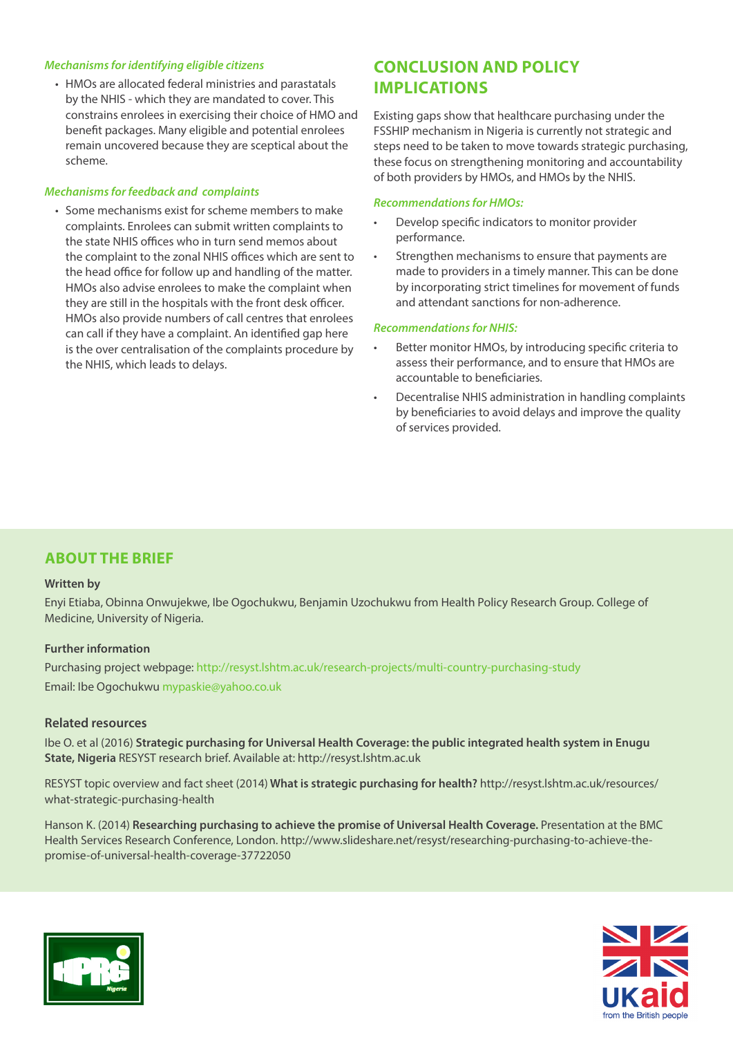*Mechanisms for identifying eligible citizens*

- HMOs are allocated federal ministries and parastatals by the NHIS - which they are mandated to cover. This constrains enrolees in exercising their choice of HMO and benefit packages. Many eligible and potential enrolees remain uncovered because they are sceptical about the scheme.

*Mechanisms for feedback and complaints*

- Some mechanisms exist for scheme members to make complaints. Enrolees can submit written complaints to the state NHIS offices who in turn send memos about the complaint to the zonal NHIS offices which are sent to the head office for follow up and handling of the matter. HMOs also advise enrolees to make the complaint when they are still in the hospitals with the front desk officer. HMOs also provide numbers of call centres that enrolees can call if they have a complaint. An identified gap here is the over centralisation of the complaints procedure by the NHIS, which leads to delays.

## CONCLUSION AND POLICY IMPLICATIONS

Existing gaps show that healthcare purchasing under the FSSHIP mechanism in Nigeria is currently not strategic and steps need to be taken to move towards strategic purchasing, these focus on strengthening monitoring and accountability of both providers by HMOs, and HMOs by the NHIS.

*Recommendations for HMOs:*

- Develop specific indicators to monitor provider performance.
- Strengthen mechanisms to ensure that payments are made to providers in a timely manner. This can be done by incorporating strict timelines for movement of funds and attendant sanctions for non-adherence.

*Recommendations for NHIS:*

- Better monitor HMOs, by introducing specific criteria to assess their performance, and to ensure that HMOs are accountable to beneficiaries.
- Decentralise NHIS administration in handling complaints by beneficiaries to avoid delays and improve the quality of services provided.

## ABOUT THE BRIEF

**Written by**

Enyi Etiaba, Obinna Onwujekwe, Ibe Ogochukwu, Benjamin Uzochukwu from Health Policy Research Group. College of Medicine, University of Nigeria.

**Further information**

Purchasing project webpage: http://resyst.lshtm.ac.uk/research-projects/multi-country-purchasing-study

Email: Ibe Ogochukwu mypaskie@yahoo.co.uk

**Related resources**

Ibe O. et al (2016) **Strategic purchasing for Universal Health Coverage: the public integrated health system in Enugu State, Nigeria** RESYST research brief. Available at: http://resyst.lshtm.ac.uk

RESYST topic overview and fact sheet (2014) **What is strategic purchasing for health?** http://resyst.lshtm.ac.uk/resources/what-strategic-purchasing-health

Hanson K. (2014) **Researching purchasing to achieve the promise of Universal Health Coverage.** Presentation at the BMC Health Services Research Conference, London. http://www.slideshare.net/resyst/researching-purchasing-to-achieve-the-promise-of-universal-health-coverage-37722050

UKaid from the British people